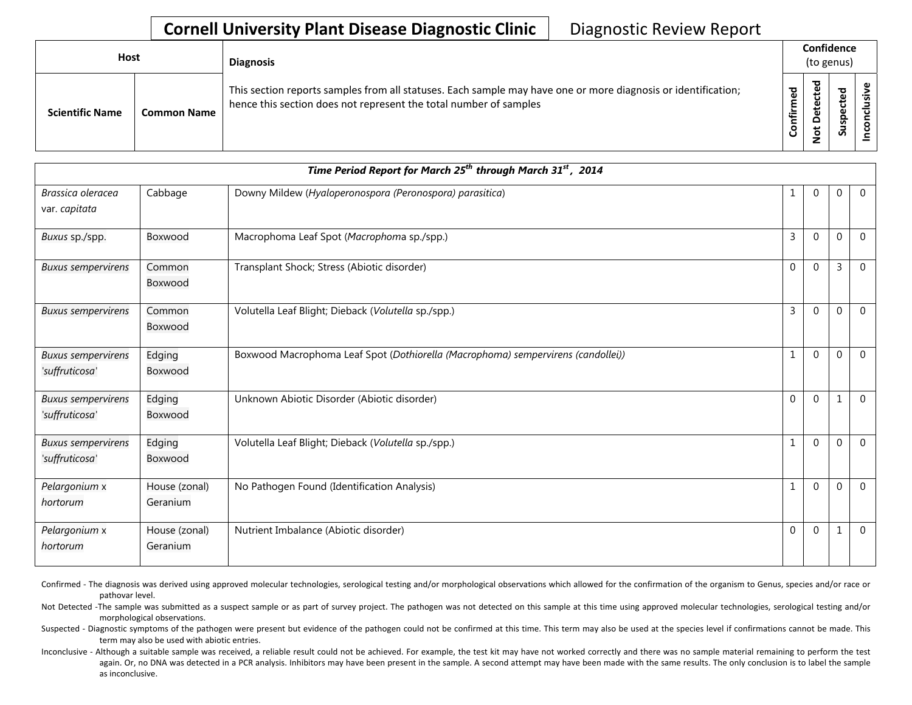# Cornell University Plant Disease Diagnostic Clinic — Diagnostic Review Report

| Host | | Diagnosis | Confidence (to genus) | | | |
|---|---|---|---|---|---|---|
| Scientific Name | Common Name | This section reports samples from all statuses. Each sample may have one or more diagnosis or identification; hence this section does not represent the total number of samples | Confirmed | Not Detected | Suspected | Inconclusive |
| **Time Period Report for March 25th through March 31st , 2014** | | | | | | |
| *Brassica oleracea* var. *capitata* | Cabbage | Downy Mildew (*Hyaloperonospora (Peronospora) parasitica*) | 1 | 0 | 0 | 0 |
| *Buxus* sp./spp. | Boxwood | Macrophoma Leaf Spot (*Macrophoma* sp./spp.) | 3 | 0 | 0 | 0 |
| *Buxus sempervirens* | Common Boxwood | Transplant Shock; Stress (Abiotic disorder) | 0 | 0 | 3 | 0 |
| *Buxus sempervirens* | Common Boxwood | Volutella Leaf Blight; Dieback (*Volutella* sp./spp.) | 3 | 0 | 0 | 0 |
| *Buxus sempervirens 'suffruticosa'* | Edging Boxwood | Boxwood Macrophoma Leaf Spot (*Dothiorella (Macrophoma) sempervirens (candollei)*) | 1 | 0 | 0 | 0 |
| *Buxus sempervirens 'suffruticosa'* | Edging Boxwood | Unknown Abiotic Disorder (Abiotic disorder) | 0 | 0 | 1 | 0 |
| *Buxus sempervirens 'suffruticosa'* | Edging Boxwood | Volutella Leaf Blight; Dieback (*Volutella* sp./spp.) | 1 | 0 | 0 | 0 |
| *Pelargonium* x *hortorum* | House (zonal) Geranium | No Pathogen Found (Identification Analysis) | 1 | 0 | 0 | 0 |
| *Pelargonium* x *hortorum* | House (zonal) Geranium | Nutrient Imbalance (Abiotic disorder) | 0 | 0 | 1 | 0 |

Confirmed - The diagnosis was derived using approved molecular technologies, serological testing and/or morphological observations which allowed for the confirmation of the organism to Genus, species and/or race or pathovar level.

Not Detected -The sample was submitted as a suspect sample or as part of survey project. The pathogen was not detected on this sample at this time using approved molecular technologies, serological testing and/or morphological observations.

Suspected - Diagnostic symptoms of the pathogen were present but evidence of the pathogen could not be confirmed at this time. This term may also be used at the species level if confirmations cannot be made. This term may also be used with abiotic entries.

Inconclusive - Although a suitable sample was received, a reliable result could not be achieved. For example, the test kit may have not worked correctly and there was no sample material remaining to perform the test again. Or, no DNA was detected in a PCR analysis. Inhibitors may have been present in the sample. A second attempt may have been made with the same results. The only conclusion is to label the sample as inconclusive.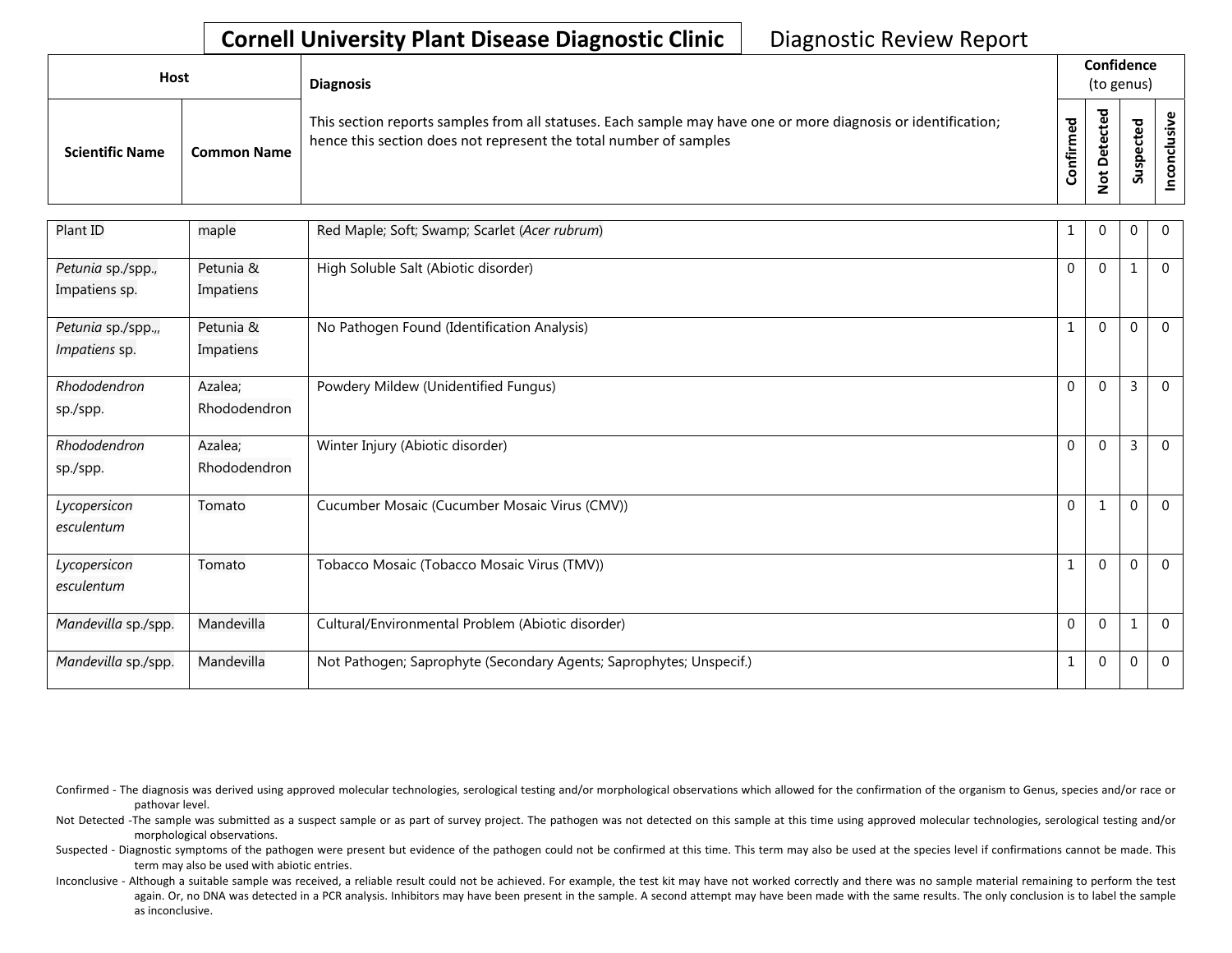**Cornell University Plant Disease Diagnostic Clinic** Diagnostic Review Report

| Host | | Diagnosis | Confidence (to genus) | | | |
|---|---|---|---|---|---|---|
| Scientific Name | Common Name | This section reports samples from all statuses. Each sample may have one or more diagnosis or identification; hence this section does not represent the total number of samples | Confirmed | Not Detected | Suspected | Inconclusive |
| Plant ID | maple | Red Maple; Soft; Swamp; Scarlet (*Acer rubrum*) | 1 | 0 | 0 | 0 |
| *Petunia* sp./spp., Impatiens sp. | Petunia & Impatiens | High Soluble Salt (Abiotic disorder) | 0 | 0 | 1 | 0 |
| *Petunia* sp./spp.,, *Impatiens* sp. | Petunia & Impatiens | No Pathogen Found (Identification Analysis) | 1 | 0 | 0 | 0 |
| *Rhododendron* sp./spp. | Azalea; Rhododendron | Powdery Mildew (Unidentified Fungus) | 0 | 0 | 3 | 0 |
| *Rhododendron* sp./spp. | Azalea; Rhododendron | Winter Injury (Abiotic disorder) | 0 | 0 | 3 | 0 |
| *Lycopersicon esculentum* | Tomato | Cucumber Mosaic (Cucumber Mosaic Virus (CMV)) | 0 | 1 | 0 | 0 |
| *Lycopersicon esculentum* | Tomato | Tobacco Mosaic (Tobacco Mosaic Virus (TMV)) | 1 | 0 | 0 | 0 |
| *Mandevilla* sp./spp. | Mandevilla | Cultural/Environmental Problem (Abiotic disorder) | 0 | 0 | 1 | 0 |
| *Mandevilla* sp./spp. | Mandevilla | Not Pathogen; Saprophyte (Secondary Agents; Saprophytes; Unspecif.) | 1 | 0 | 0 | 0 |

Confirmed - The diagnosis was derived using approved molecular technologies, serological testing and/or morphological observations which allowed for the confirmation of the organism to Genus, species and/or race or pathovar level.

Not Detected -The sample was submitted as a suspect sample or as part of survey project. The pathogen was not detected on this sample at this time using approved molecular technologies, serological testing and/or morphological observations.

Suspected - Diagnostic symptoms of the pathogen were present but evidence of the pathogen could not be confirmed at this time. This term may also be used at the species level if confirmations cannot be made. This term may also be used with abiotic entries.

Inconclusive - Although a suitable sample was received, a reliable result could not be achieved. For example, the test kit may have not worked correctly and there was no sample material remaining to perform the test again. Or, no DNA was detected in a PCR analysis. Inhibitors may have been present in the sample. A second attempt may have been made with the same results. The only conclusion is to label the sample as inconclusive.